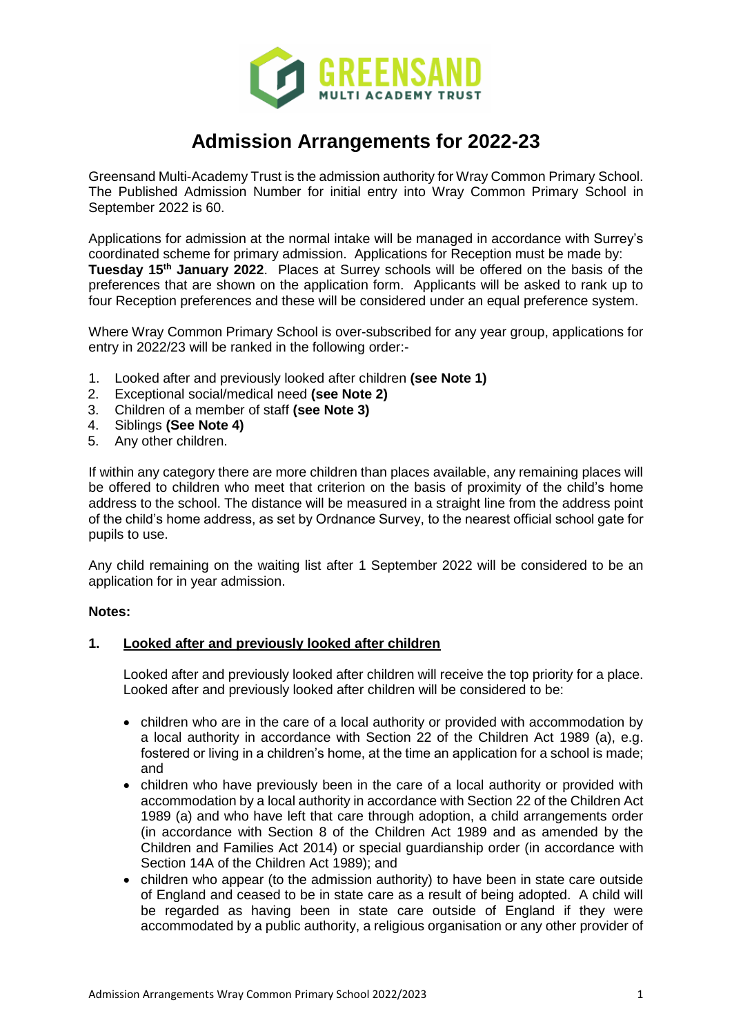# Admission Arrangements for 2022-23

Greensand Multi-Academy Trust is the admission authority for Wray Common Primary School. The Published Admission Number for initial entry into Wray Common Primary School in September 2022 is 60.

Applications for admission at the normal intake will be managed in accordance with Surrey's coordinated scheme for primary admission. Applications for Reception must be made by: **Tuesday 15th January 2022**. Places at Surrey schools will be offered on the basis of the preferences that are shown on the application form. Applicants will be asked to rank up to four Reception preferences and these will be considered under an equal preference system.

Where Wray Common Primary School is over-subscribed for any year group, applications for entry in 2022/23 will be ranked in the following order:-

1. Looked after and previously looked after children **(see Note 1)**
2. Exceptional social/medical need **(see Note 2)**
3. Children of a member of staff **(see Note 3)**
4. Siblings **(See Note 4)**
5. Any other children.

If within any category there are more children than places available, any remaining places will be offered to children who meet that criterion on the basis of proximity of the child's home address to the school. The distance will be measured in a straight line from the address point of the child's home address, as set by Ordnance Survey, to the nearest official school gate for pupils to use.

Any child remaining on the waiting list after 1 September 2022 will be considered to be an application for in year admission.

**Notes:**

**1. Looked after and previously looked after children**

Looked after and previously looked after children will receive the top priority for a place. Looked after and previously looked after children will be considered to be:

- children who are in the care of a local authority or provided with accommodation by a local authority in accordance with Section 22 of the Children Act 1989 (a), e.g. fostered or living in a children's home, at the time an application for a school is made; and
- children who have previously been in the care of a local authority or provided with accommodation by a local authority in accordance with Section 22 of the Children Act 1989 (a) and who have left that care through adoption, a child arrangements order (in accordance with Section 8 of the Children Act 1989 and as amended by the Children and Families Act 2014) or special guardianship order (in accordance with Section 14A of the Children Act 1989); and
- children who appear (to the admission authority) to have been in state care outside of England and ceased to be in state care as a result of being adopted. A child will be regarded as having been in state care outside of England if they were accommodated by a public authority, a religious organisation or any other provider of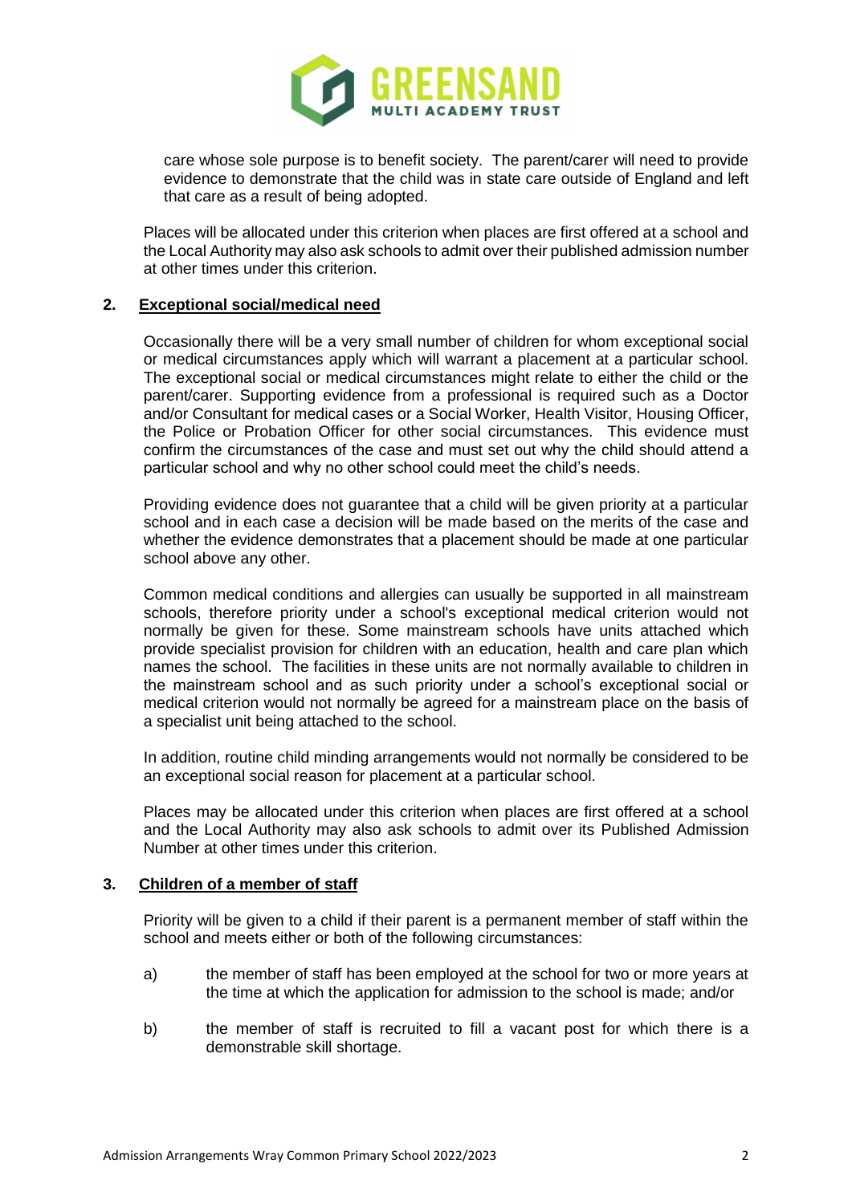care whose sole purpose is to benefit society. The parent/carer will need to provide evidence to demonstrate that the child was in state care outside of England and left that care as a result of being adopted.

Places will be allocated under this criterion when places are first offered at a school and the Local Authority may also ask schools to admit over their published admission number at other times under this criterion.

## 2. Exceptional social/medical need

Occasionally there will be a very small number of children for whom exceptional social or medical circumstances apply which will warrant a placement at a particular school. The exceptional social or medical circumstances might relate to either the child or the parent/carer. Supporting evidence from a professional is required such as a Doctor and/or Consultant for medical cases or a Social Worker, Health Visitor, Housing Officer, the Police or Probation Officer for other social circumstances. This evidence must confirm the circumstances of the case and must set out why the child should attend a particular school and why no other school could meet the child's needs.

Providing evidence does not guarantee that a child will be given priority at a particular school and in each case a decision will be made based on the merits of the case and whether the evidence demonstrates that a placement should be made at one particular school above any other.

Common medical conditions and allergies can usually be supported in all mainstream schools, therefore priority under a school's exceptional medical criterion would not normally be given for these. Some mainstream schools have units attached which provide specialist provision for children with an education, health and care plan which names the school. The facilities in these units are not normally available to children in the mainstream school and as such priority under a school's exceptional social or medical criterion would not normally be agreed for a mainstream place on the basis of a specialist unit being attached to the school.

In addition, routine child minding arrangements would not normally be considered to be an exceptional social reason for placement at a particular school.

Places may be allocated under this criterion when places are first offered at a school and the Local Authority may also ask schools to admit over its Published Admission Number at other times under this criterion.

## 3. Children of a member of staff

Priority will be given to a child if their parent is a permanent member of staff within the school and meets either or both of the following circumstances:

a) the member of staff has been employed at the school for two or more years at the time at which the application for admission to the school is made; and/or

b) the member of staff is recruited to fill a vacant post for which there is a demonstrable skill shortage.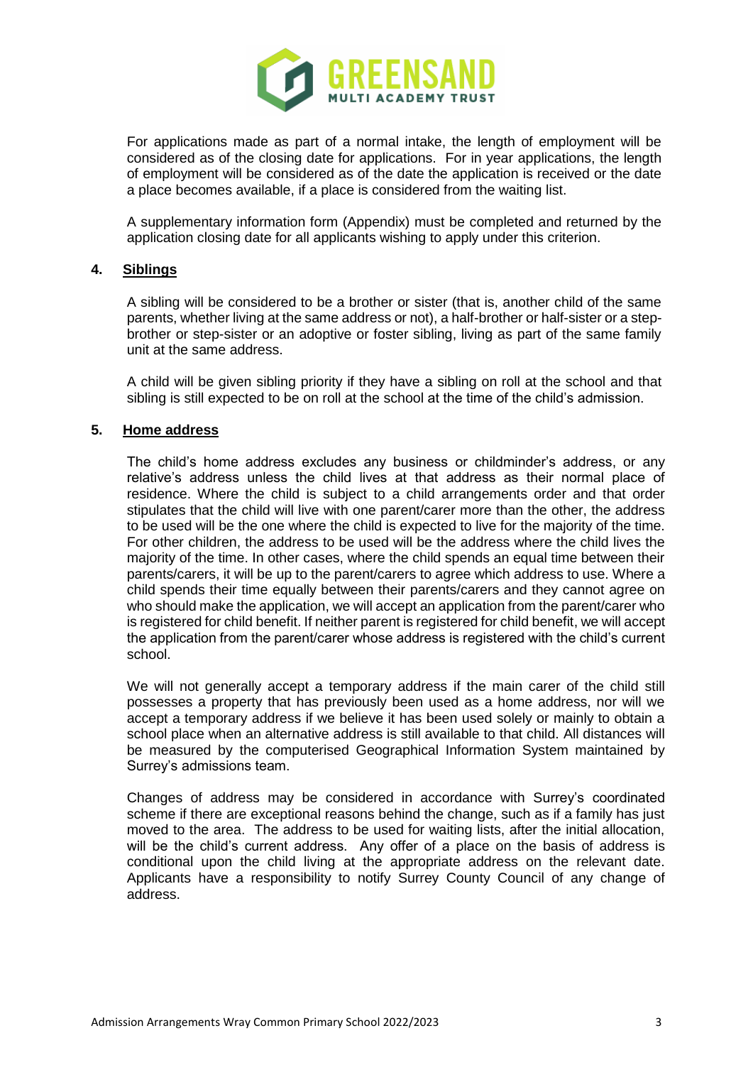For applications made as part of a normal intake, the length of employment will be considered as of the closing date for applications. For in year applications, the length of employment will be considered as of the date the application is received or the date a place becomes available, if a place is considered from the waiting list.

A supplementary information form (Appendix) must be completed and returned by the application closing date for all applicants wishing to apply under this criterion.

**4. Siblings**

A sibling will be considered to be a brother or sister (that is, another child of the same parents, whether living at the same address or not), a half-brother or half-sister or a step-brother or step-sister or an adoptive or foster sibling, living as part of the same family unit at the same address.

A child will be given sibling priority if they have a sibling on roll at the school and that sibling is still expected to be on roll at the school at the time of the child's admission.

**5. Home address**

The child's home address excludes any business or childminder's address, or any relative's address unless the child lives at that address as their normal place of residence. Where the child is subject to a child arrangements order and that order stipulates that the child will live with one parent/carer more than the other, the address to be used will be the one where the child is expected to live for the majority of the time. For other children, the address to be used will be the address where the child lives the majority of the time. In other cases, where the child spends an equal time between their parents/carers, it will be up to the parent/carers to agree which address to use. Where a child spends their time equally between their parents/carers and they cannot agree on who should make the application, we will accept an application from the parent/carer who is registered for child benefit. If neither parent is registered for child benefit, we will accept the application from the parent/carer whose address is registered with the child's current school.

We will not generally accept a temporary address if the main carer of the child still possesses a property that has previously been used as a home address, nor will we accept a temporary address if we believe it has been used solely or mainly to obtain a school place when an alternative address is still available to that child. All distances will be measured by the computerised Geographical Information System maintained by Surrey's admissions team.

Changes of address may be considered in accordance with Surrey's coordinated scheme if there are exceptional reasons behind the change, such as if a family has just moved to the area. The address to be used for waiting lists, after the initial allocation, will be the child's current address. Any offer of a place on the basis of address is conditional upon the child living at the appropriate address on the relevant date. Applicants have a responsibility to notify Surrey County Council of any change of address.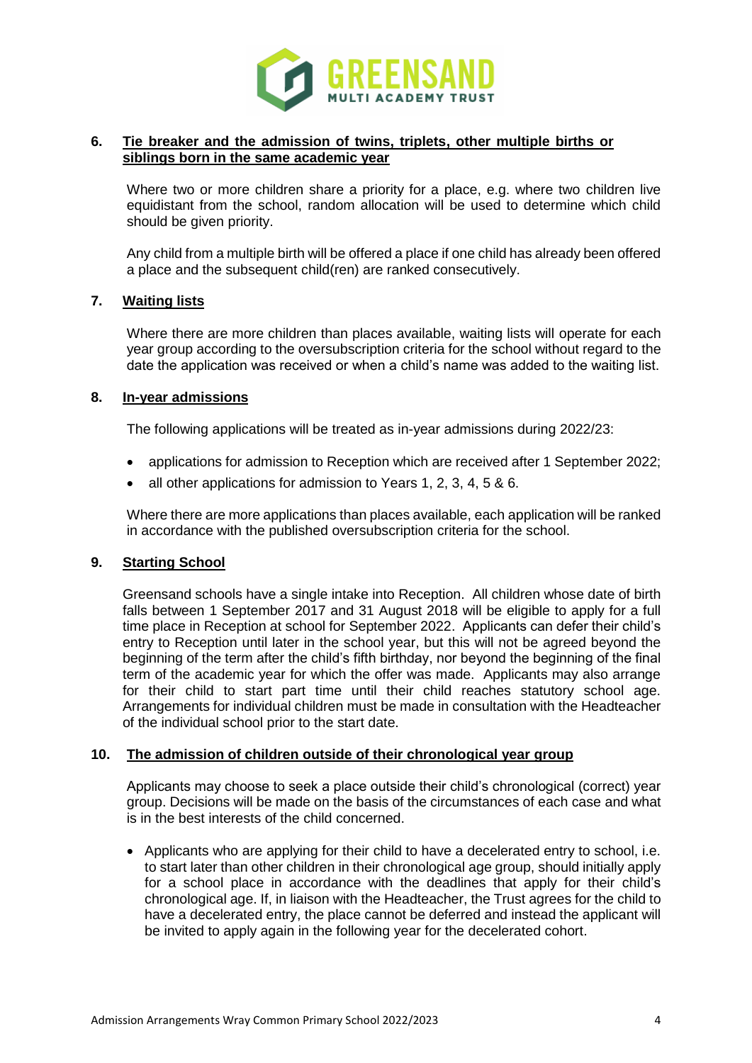## 6. Tie breaker and the admission of twins, triplets, other multiple births or siblings born in the same academic year

Where two or more children share a priority for a place, e.g. where two children live equidistant from the school, random allocation will be used to determine which child should be given priority.

Any child from a multiple birth will be offered a place if one child has already been offered a place and the subsequent child(ren) are ranked consecutively.

## 7. Waiting lists

Where there are more children than places available, waiting lists will operate for each year group according to the oversubscription criteria for the school without regard to the date the application was received or when a child's name was added to the waiting list.

## 8. In-year admissions

The following applications will be treated as in-year admissions during 2022/23:

- applications for admission to Reception which are received after 1 September 2022;
- all other applications for admission to Years 1, 2, 3, 4, 5 & 6.

Where there are more applications than places available, each application will be ranked in accordance with the published oversubscription criteria for the school.

## 9. Starting School

Greensand schools have a single intake into Reception. All children whose date of birth falls between 1 September 2017 and 31 August 2018 will be eligible to apply for a full time place in Reception at school for September 2022. Applicants can defer their child's entry to Reception until later in the school year, but this will not be agreed beyond the beginning of the term after the child's fifth birthday, nor beyond the beginning of the final term of the academic year for which the offer was made. Applicants may also arrange for their child to start part time until their child reaches statutory school age. Arrangements for individual children must be made in consultation with the Headteacher of the individual school prior to the start date.

## 10. The admission of children outside of their chronological year group

Applicants may choose to seek a place outside their child's chronological (correct) year group. Decisions will be made on the basis of the circumstances of each case and what is in the best interests of the child concerned.

- Applicants who are applying for their child to have a decelerated entry to school, i.e. to start later than other children in their chronological age group, should initially apply for a school place in accordance with the deadlines that apply for their child's chronological age. If, in liaison with the Headteacher, the Trust agrees for the child to have a decelerated entry, the place cannot be deferred and instead the applicant will be invited to apply again in the following year for the decelerated cohort.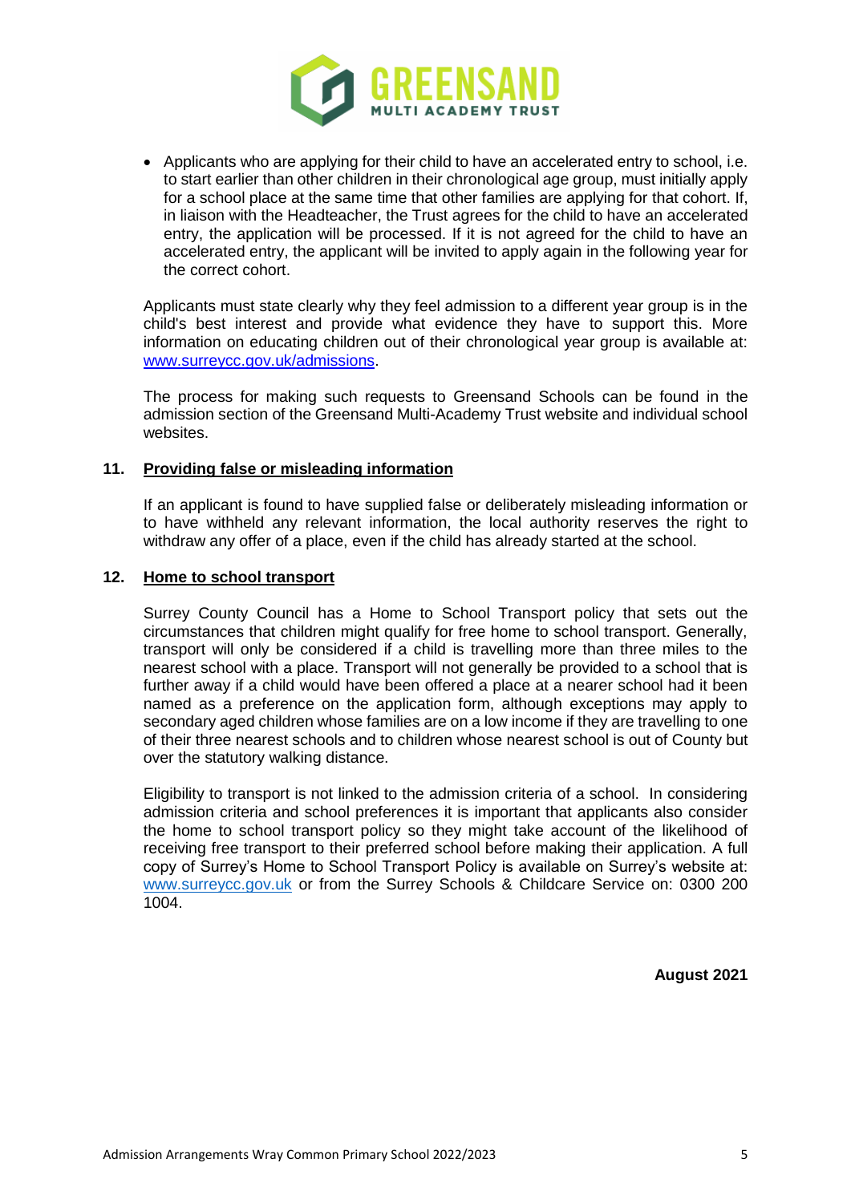- Applicants who are applying for their child to have an accelerated entry to school, i.e. to start earlier than other children in their chronological age group, must initially apply for a school place at the same time that other families are applying for that cohort. If, in liaison with the Headteacher, the Trust agrees for the child to have an accelerated entry, the application will be processed. If it is not agreed for the child to have an accelerated entry, the applicant will be invited to apply again in the following year for the correct cohort.

Applicants must state clearly why they feel admission to a different year group is in the child's best interest and provide what evidence they have to support this. More information on educating children out of their chronological year group is available at: [www.surreycc.gov.uk/admissions](http://www.surreycc.gov.uk/admissions).

The process for making such requests to Greensand Schools can be found in the admission section of the Greensand Multi-Academy Trust website and individual school websites.

## 11. Providing false or misleading information

If an applicant is found to have supplied false or deliberately misleading information or to have withheld any relevant information, the local authority reserves the right to withdraw any offer of a place, even if the child has already started at the school.

## 12. Home to school transport

Surrey County Council has a Home to School Transport policy that sets out the circumstances that children might qualify for free home to school transport. Generally, transport will only be considered if a child is travelling more than three miles to the nearest school with a place. Transport will not generally be provided to a school that is further away if a child would have been offered a place at a nearer school had it been named as a preference on the application form, although exceptions may apply to secondary aged children whose families are on a low income if they are travelling to one of their three nearest schools and to children whose nearest school is out of County but over the statutory walking distance.

Eligibility to transport is not linked to the admission criteria of a school. In considering admission criteria and school preferences it is important that applicants also consider the home to school transport policy so they might take account of the likelihood of receiving free transport to their preferred school before making their application. A full copy of Surrey's Home to School Transport Policy is available on Surrey's website at: [www.surreycc.gov.uk](http://www.surreycc.gov.uk) or from the Surrey Schools & Childcare Service on: 0300 200 1004.

**August 2021**